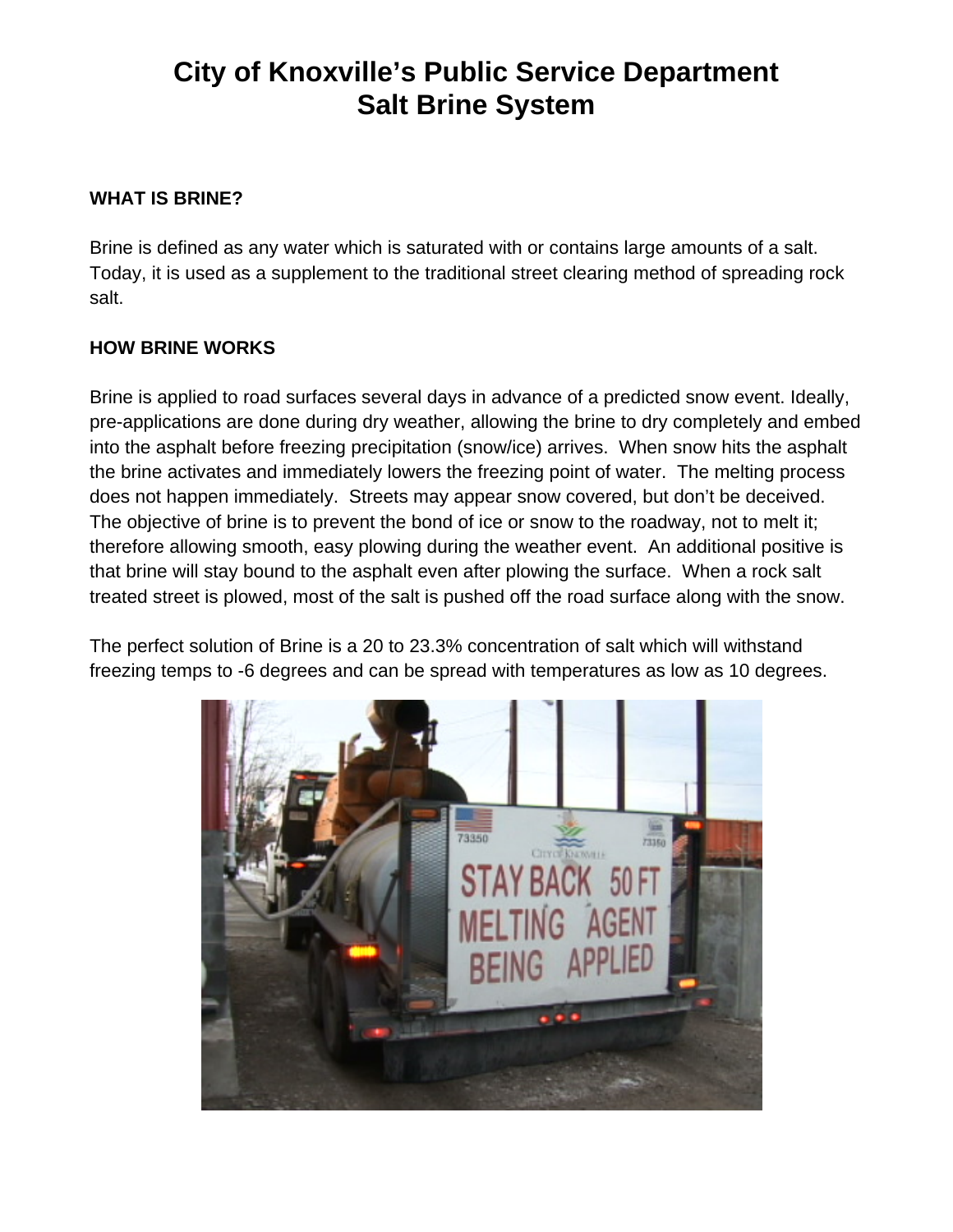# City of Knoxville's Public Service Department
# Salt Brine System

**WHAT IS BRINE?**

Brine is defined as any water which is saturated with or contains large amounts of a salt. Today, it is used as a supplement to the traditional street clearing method of spreading rock salt.

**HOW BRINE WORKS**

Brine is applied to road surfaces several days in advance of a predicted snow event. Ideally, pre-applications are done during dry weather, allowing the brine to dry completely and embed into the asphalt before freezing precipitation (snow/ice) arrives. When snow hits the asphalt the brine activates and immediately lowers the freezing point of water. The melting process does not happen immediately. Streets may appear snow covered, but don't be deceived. The objective of brine is to prevent the bond of ice or snow to the roadway, not to melt it; therefore allowing smooth, easy plowing during the weather event. An additional positive is that brine will stay bound to the asphalt even after plowing the surface. When a rock salt treated street is plowed, most of the salt is pushed off the road surface along with the snow.

The perfect solution of Brine is a 20 to 23.3% concentration of salt which will withstand freezing temps to -6 degrees and can be spread with temperatures as low as 10 degrees.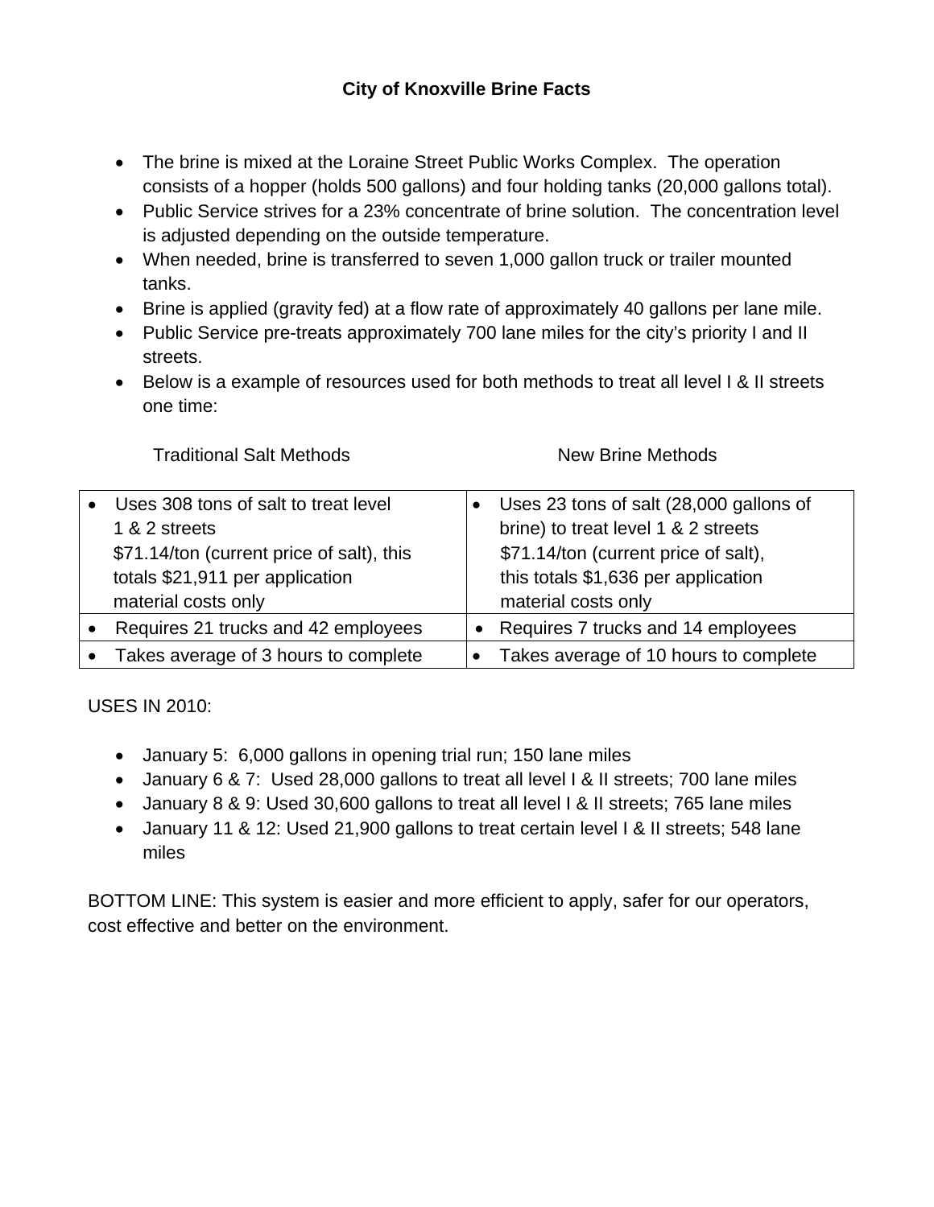# City of Knoxville Brine Facts

- The brine is mixed at the Loraine Street Public Works Complex. The operation consists of a hopper (holds 500 gallons) and four holding tanks (20,000 gallons total).
- Public Service strives for a 23% concentrate of brine solution. The concentration level is adjusted depending on the outside temperature.
- When needed, brine is transferred to seven 1,000 gallon truck or trailer mounted tanks.
- Brine is applied (gravity fed) at a flow rate of approximately 40 gallons per lane mile.
- Public Service pre-treats approximately 700 lane miles for the city's priority I and II streets.
- Below is a example of resources used for both methods to treat all level I & II streets one time:

| Traditional Salt Methods | New Brine Methods |
|---|---|
| • Uses 308 tons of salt to treat level 1 & 2 streets $71.14/ton (current price of salt), this totals $21,911 per application material costs only | • Uses 23 tons of salt (28,000 gallons of brine) to treat level 1 & 2 streets $71.14/ton (current price of salt), this totals $1,636 per application material costs only |
| • Requires 21 trucks and 42 employees | • Requires 7 trucks and 14 employees |
| • Takes average of 3 hours to complete | • Takes average of 10 hours to complete |

USES IN 2010:

- January 5: 6,000 gallons in opening trial run; 150 lane miles
- January 6 & 7: Used 28,000 gallons to treat all level I & II streets; 700 lane miles
- January 8 & 9: Used 30,600 gallons to treat all level I & II streets; 765 lane miles
- January 11 & 12: Used 21,900 gallons to treat certain level I & II streets; 548 lane miles

BOTTOM LINE: This system is easier and more efficient to apply, safer for our operators, cost effective and better on the environment.